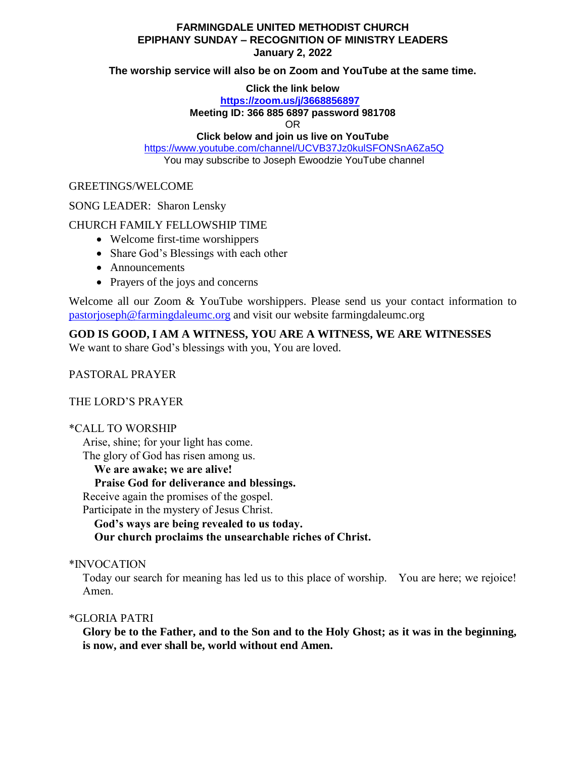# FARMINGDALE UNITED METHODIST CHURCH
## EPIPHANY SUNDAY – RECOGNITION OF MINISTRY LEADERS
**January 2, 2022**

**The worship service will also be on Zoom and YouTube at the same time.**

**Click the link below**
**https://zoom.us/j/3668856897**
**Meeting ID: 366 885 6897 password 981708**
OR
**Click below and join us live on YouTube**
https://www.youtube.com/channel/UCVB37Jz0kulSFONSnA6Za5Q
You may subscribe to Joseph Ewoodzie YouTube channel

GREETINGS/WELCOME

SONG LEADER: Sharon Lensky

CHURCH FAMILY FELLOWSHIP TIME

- Welcome first-time worshippers
- Share God's Blessings with each other
- Announcements
- Prayers of the joys and concerns

Welcome all our Zoom & YouTube worshippers. Please send us your contact information to pastorjoseph@farmingdaleumc.org and visit our website farmingdaleumc.org

**GOD IS GOOD, I AM A WITNESS, YOU ARE A WITNESS, WE ARE WITNESSES**
We want to share God's blessings with you, You are loved.

PASTORAL PRAYER

THE LORD'S PRAYER

*CALL TO WORSHIP

Arise, shine; for your light has come.
The glory of God has risen among us.
**We are awake; we are alive!**
**Praise God for deliverance and blessings.**
Receive again the promises of the gospel.
Participate in the mystery of Jesus Christ.
**God's ways are being revealed to us today.**
**Our church proclaims the unsearchable riches of Christ.**

*INVOCATION

Today our search for meaning has led us to this place of worship. You are here; we rejoice! Amen.

*GLORIA PATRI

**Glory be to the Father, and to the Son and to the Holy Ghost; as it was in the beginning, is now, and ever shall be, world without end Amen.**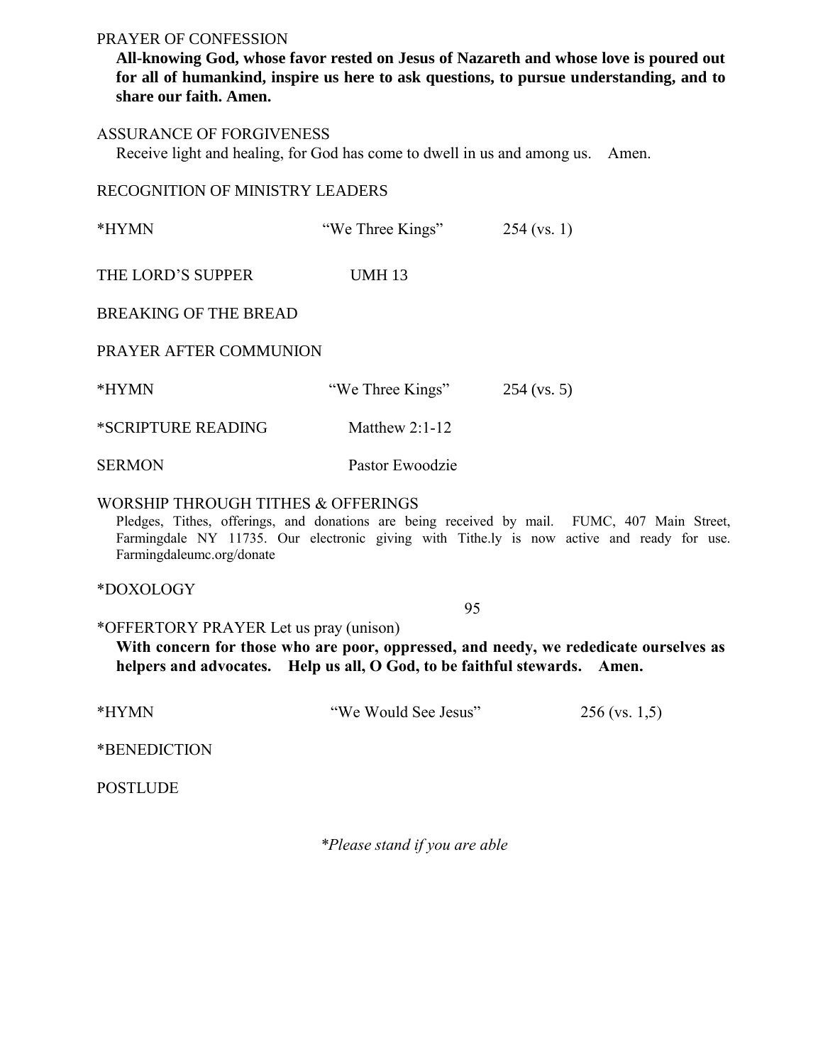PRAYER OF CONFESSION

**All-knowing God, whose favor rested on Jesus of Nazareth and whose love is poured out for all of humankind, inspire us here to ask questions, to pursue understanding, and to share our faith. Amen.**

ASSURANCE OF FORGIVENESS

Receive light and healing, for God has come to dwell in us and among us. Amen.

RECOGNITION OF MINISTRY LEADERS

*HYMN "We Three Kings" 254 (vs. 1)

THE LORD'S SUPPER UMH 13

BREAKING OF THE BREAD

PRAYER AFTER COMMUNION

*HYMN "We Three Kings" 254 (vs. 5)

*SCRIPTURE READING Matthew 2:1-12

SERMON Pastor Ewoodzie

WORSHIP THROUGH TITHES & OFFERINGS

Pledges, Tithes, offerings, and donations are being received by mail. FUMC, 407 Main Street, Farmingdale NY 11735. Our electronic giving with Tithe.ly is now active and ready for use. Farmingdaleumc.org/donate

*DOXOLOGY 95

*OFFERTORY PRAYER Let us pray (unison)

**With concern for those who are poor, oppressed, and needy, we rededicate ourselves as helpers and advocates. Help us all, O God, to be faithful stewards. Amen.**

*HYMN "We Would See Jesus" 256 (vs. 1,5)

*BENEDICTION

POSTLUDE

*\*Please stand if you are able*